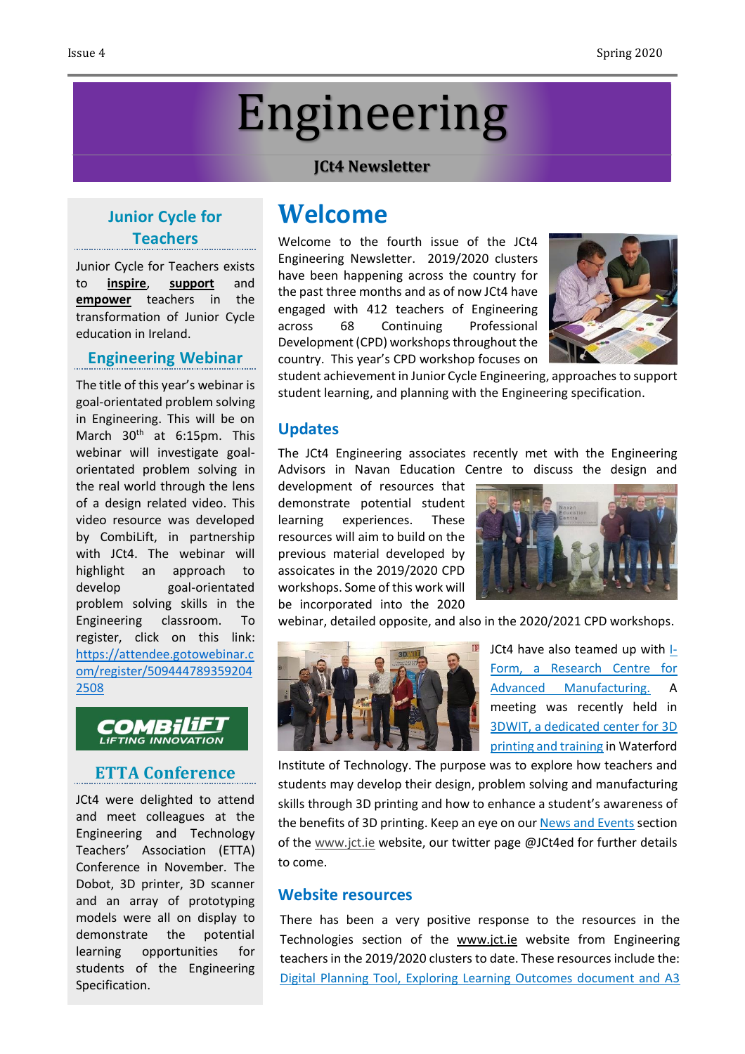# Engineering

**JCt4 Newsletter**

## Junior Cycle for Teachers

Junior Cycle for Teachers exists to **inspire**, **support** and **empower** teachers in the transformation of Junior Cycle education in Ireland.

## Engineering Webinar

The title of this year's webinar is goal-orientated problem solving in Engineering. This will be on March 30th at 6:15pm. This webinar will investigate goal-orientated problem solving in the real world through the lens of a design related video. This video resource was developed by CombiLift, in partnership with JCt4. The webinar will highlight an approach to develop goal-orientated problem solving skills in the Engineering classroom. To register, click on this link: https://attendee.gotowebinar.com/register/5094447893592042508

COMBiLIFT LIFTING INNOVATION

## ETTA Conference

JCt4 were delighted to attend and meet colleagues at the Engineering and Technology Teachers' Association (ETTA) Conference in November. The Dobot, 3D printer, 3D scanner and an array of prototyping models were all on display to demonstrate the potential learning opportunities for students of the Engineering Specification.

# Welcome

Welcome to the fourth issue of the JCt4 Engineering Newsletter. 2019/2020 clusters have been happening across the country for the past three months and as of now JCt4 have engaged with 412 teachers of Engineering across 68 Continuing Professional Development (CPD) workshops throughout the country. This year's CPD workshop focuses on student achievement in Junior Cycle Engineering, approaches to support student learning, and planning with the Engineering specification.

## Updates

The JCt4 Engineering associates recently met with the Engineering Advisors in Navan Education Centre to discuss the design and development of resources that demonstrate potential student learning experiences. These resources will aim to build on the previous material developed by assoicates in the 2019/2020 CPD workshops. Some of this work will be incorporated into the 2020 webinar, detailed opposite, and also in the 2020/2021 CPD workshops.

JCt4 have also teamed up with I-Form, a Research Centre for Advanced Manufacturing. A meeting was recently held in 3DWIT, a dedicated center for 3D printing and training in Waterford Institute of Technology. The purpose was to explore how teachers and students may develop their design, problem solving and manufacturing skills through 3D printing and how to enhance a student's awareness of the benefits of 3D printing. Keep an eye on our News and Events section of the www.jct.ie website, our twitter page @JCt4ed for further details to come.

## Website resources

There has been a very positive response to the resources in the Technologies section of the www.jct.ie website from Engineering teachers in the 2019/2020 clusters to date. These resources include the: Digital Planning Tool, Exploring Learning Outcomes document and A3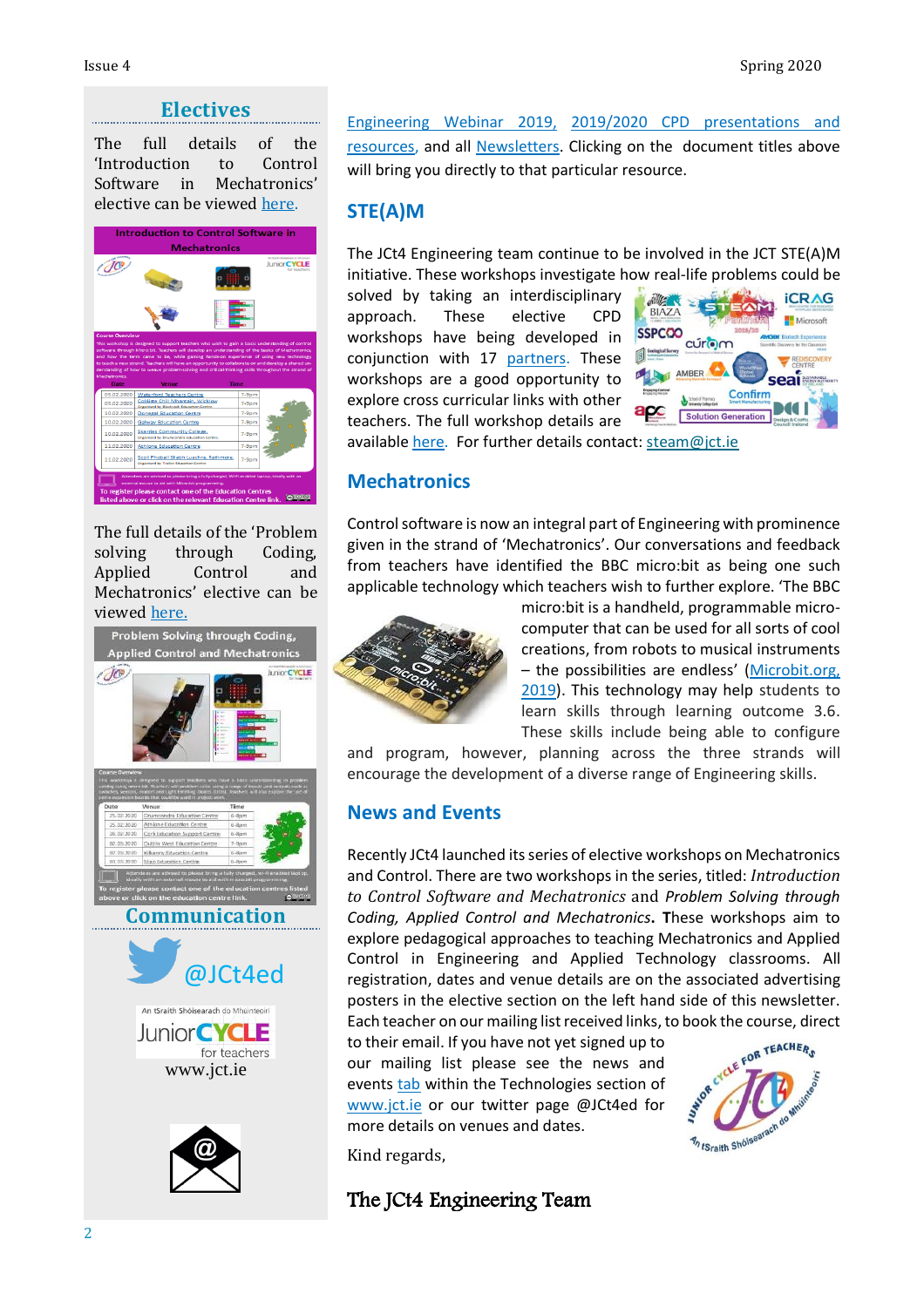## Electives

The full details of the 'Introduction to Control Software in Mechatronics' elective can be viewed here.

The full details of the 'Problem solving through Coding, Applied Control and Mechatronics' elective can be viewed here.

## Communication

@JCt4ed

www.jct.ie

Engineering Webinar 2019, 2019/2020 CPD presentations and resources, and all Newsletters. Clicking on the document titles above will bring you directly to that particular resource.

## STE(A)M

The JCt4 Engineering team continue to be involved in the JCT STE(A)M initiative. These workshops investigate how real-life problems could be solved by taking an interdisciplinary approach. These elective CPD workshops have being developed in conjunction with 17 partners. These workshops are a good opportunity to explore cross curricular links with other teachers. The full workshop details are available here. For further details contact: steam@jct.ie

## Mechatronics

Control software is now an integral part of Engineering with prominence given in the strand of 'Mechatronics'. Our conversations and feedback from teachers have identified the BBC micro:bit as being one such applicable technology which teachers wish to further explore. 'The BBC micro:bit is a handheld, programmable micro-computer that can be used for all sorts of cool creations, from robots to musical instruments – the possibilities are endless' (Microbit.org, 2019). This technology may help students to learn skills through learning outcome 3.6. These skills include being able to configure and program, however, planning across the three strands will encourage the development of a diverse range of Engineering skills.

## News and Events

Recently JCt4 launched its series of elective workshops on Mechatronics and Control. There are two workshops in the series, titled: *Introduction to Control Software and Mechatronics* and *Problem Solving through Coding, Applied Control and Mechatronics***. T**hese workshops aim to explore pedagogical approaches to teaching Mechatronics and Applied Control in Engineering and Applied Technology classrooms. All registration, dates and venue details are on the associated advertising posters in the elective section on the left hand side of this newsletter. Each teacher on our mailing list received links, to book the course, direct to their email. If you have not yet signed up to our mailing list please see the news and events tab within the Technologies section of www.jct.ie or our twitter page @JCt4ed for more details on venues and dates.

Kind regards,

The JCt4 Engineering Team